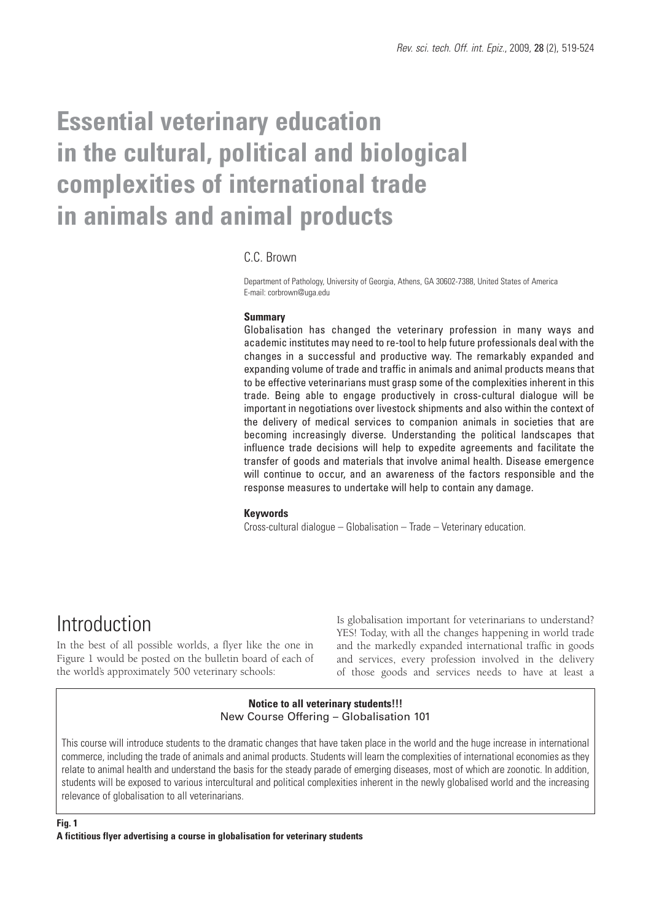# Essential veterinary education in the cultural, political and biological complexities of international trade in animals and animal products

C.C. Brown

Department of Pathology, University of Georgia, Athens, GA 30602-7388, United States of America
E-mail: corbrown@uga.edu

### Summary

Globalisation has changed the veterinary profession in many ways and academic institutes may need to re-tool to help future professionals deal with the changes in a successful and productive way. The remarkably expanded and expanding volume of trade and traffic in animals and animal products means that to be effective veterinarians must grasp some of the complexities inherent in this trade. Being able to engage productively in cross-cultural dialogue will be important in negotiations over livestock shipments and also within the context of the delivery of medical services to companion animals in societies that are becoming increasingly diverse. Understanding the political landscapes that influence trade decisions will help to expedite agreements and facilitate the transfer of goods and materials that involve animal health. Disease emergence will continue to occur, and an awareness of the factors responsible and the response measures to undertake will help to contain any damage.

### Keywords

Cross-cultural dialogue – Globalisation – Trade – Veterinary education.

## Introduction

In the best of all possible worlds, a flyer like the one in Figure 1 would be posted on the bulletin board of each of the world's approximately 500 veterinary schools:

Is globalisation important for veterinarians to understand? YES! Today, with all the changes happening in world trade and the markedly expanded international traffic in goods and services, every profession involved in the delivery of those goods and services needs to have at least a

> **Notice to all veterinary students!!!**
> New Course Offering – Globalisation 101
>
> This course will introduce students to the dramatic changes that have taken place in the world and the huge increase in international commerce, including the trade of animals and animal products. Students will learn the complexities of international economies as they relate to animal health and understand the basis for the steady parade of emerging diseases, most of which are zoonotic. In addition, students will be exposed to various intercultural and political complexities inherent in the newly globalised world and the increasing relevance of globalisation to all veterinarians.

**Fig. 1**
**A fictitious flyer advertising a course in globalisation for veterinary students**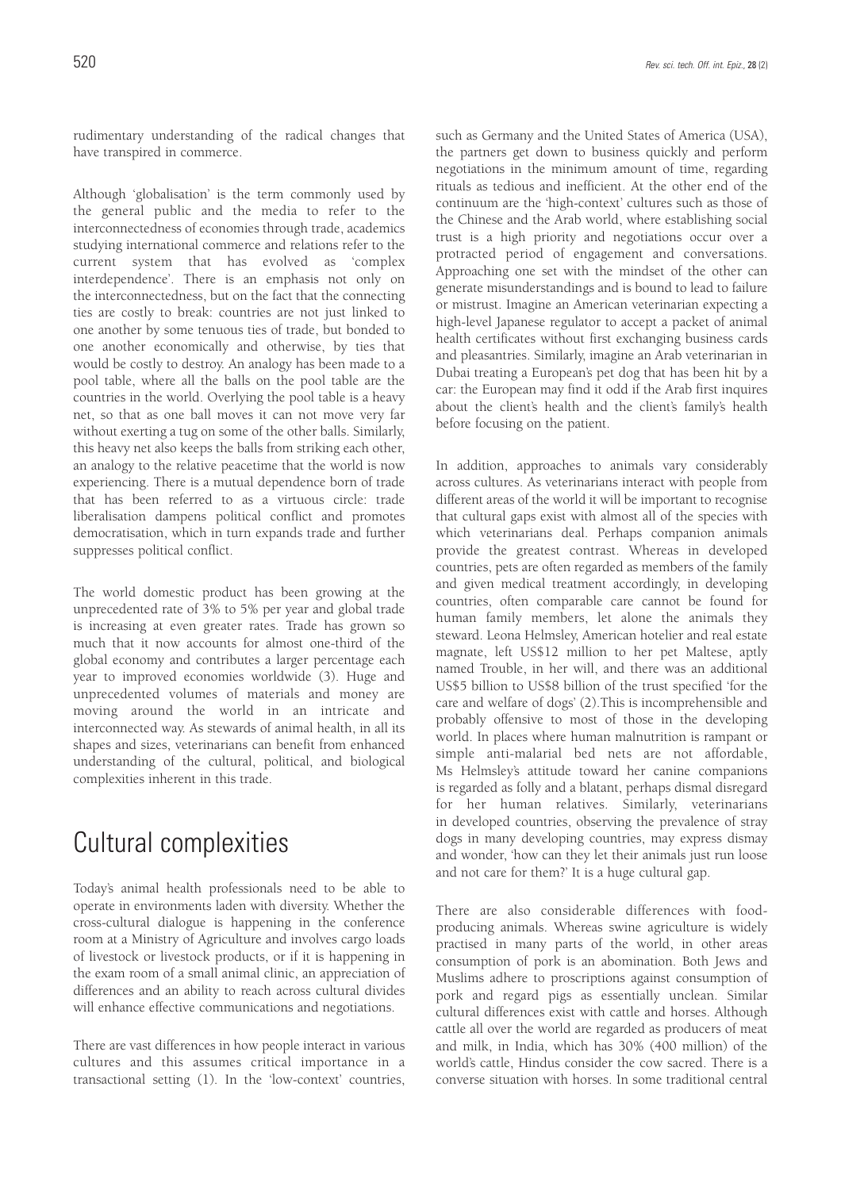rudimentary understanding of the radical changes that have transpired in commerce.

Although 'globalisation' is the term commonly used by the general public and the media to refer to the interconnectedness of economies through trade, academics studying international commerce and relations refer to the current system that has evolved as 'complex interdependence'. There is an emphasis not only on the interconnectedness, but on the fact that the connecting ties are costly to break: countries are not just linked to one another by some tenuous ties of trade, but bonded to one another economically and otherwise, by ties that would be costly to destroy. An analogy has been made to a pool table, where all the balls on the pool table are the countries in the world. Overlying the pool table is a heavy net, so that as one ball moves it can not move very far without exerting a tug on some of the other balls. Similarly, this heavy net also keeps the balls from striking each other, an analogy to the relative peacetime that the world is now experiencing. There is a mutual dependence born of trade that has been referred to as a virtuous circle: trade liberalisation dampens political conflict and promotes democratisation, which in turn expands trade and further suppresses political conflict.

The world domestic product has been growing at the unprecedented rate of 3% to 5% per year and global trade is increasing at even greater rates. Trade has grown so much that it now accounts for almost one-third of the global economy and contributes a larger percentage each year to improved economies worldwide (3). Huge and unprecedented volumes of materials and money are moving around the world in an intricate and interconnected way. As stewards of animal health, in all its shapes and sizes, veterinarians can benefit from enhanced understanding of the cultural, political, and biological complexities inherent in this trade.

## Cultural complexities

Today's animal health professionals need to be able to operate in environments laden with diversity. Whether the cross-cultural dialogue is happening in the conference room at a Ministry of Agriculture and involves cargo loads of livestock or livestock products, or if it is happening in the exam room of a small animal clinic, an appreciation of differences and an ability to reach across cultural divides will enhance effective communications and negotiations.

There are vast differences in how people interact in various cultures and this assumes critical importance in a transactional setting (1). In the 'low-context' countries, such as Germany and the United States of America (USA), the partners get down to business quickly and perform negotiations in the minimum amount of time, regarding rituals as tedious and inefficient. At the other end of the continuum are the 'high-context' cultures such as those of the Chinese and the Arab world, where establishing social trust is a high priority and negotiations occur over a protracted period of engagement and conversations. Approaching one set with the mindset of the other can generate misunderstandings and is bound to lead to failure or mistrust. Imagine an American veterinarian expecting a high-level Japanese regulator to accept a packet of animal health certificates without first exchanging business cards and pleasantries. Similarly, imagine an Arab veterinarian in Dubai treating a European's pet dog that has been hit by a car: the European may find it odd if the Arab first inquires about the client's health and the client's family's health before focusing on the patient.

In addition, approaches to animals vary considerably across cultures. As veterinarians interact with people from different areas of the world it will be important to recognise that cultural gaps exist with almost all of the species with which veterinarians deal. Perhaps companion animals provide the greatest contrast. Whereas in developed countries, pets are often regarded as members of the family and given medical treatment accordingly, in developing countries, often comparable care cannot be found for human family members, let alone the animals they steward. Leona Helmsley, American hotelier and real estate magnate, left US$12 million to her pet Maltese, aptly named Trouble, in her will, and there was an additional US$5 billion to US$8 billion of the trust specified 'for the care and welfare of dogs' (2).This is incomprehensible and probably offensive to most of those in the developing world. In places where human malnutrition is rampant or simple anti-malarial bed nets are not affordable, Ms Helmsley's attitude toward her canine companions is regarded as folly and a blatant, perhaps dismal disregard for her human relatives. Similarly, veterinarians in developed countries, observing the prevalence of stray dogs in many developing countries, may express dismay and wonder, 'how can they let their animals just run loose and not care for them?' It is a huge cultural gap.

There are also considerable differences with food-producing animals. Whereas swine agriculture is widely practised in many parts of the world, in other areas consumption of pork is an abomination. Both Jews and Muslims adhere to proscriptions against consumption of pork and regard pigs as essentially unclean. Similar cultural differences exist with cattle and horses. Although cattle all over the world are regarded as producers of meat and milk, in India, which has 30% (400 million) of the world's cattle, Hindus consider the cow sacred. There is a converse situation with horses. In some traditional central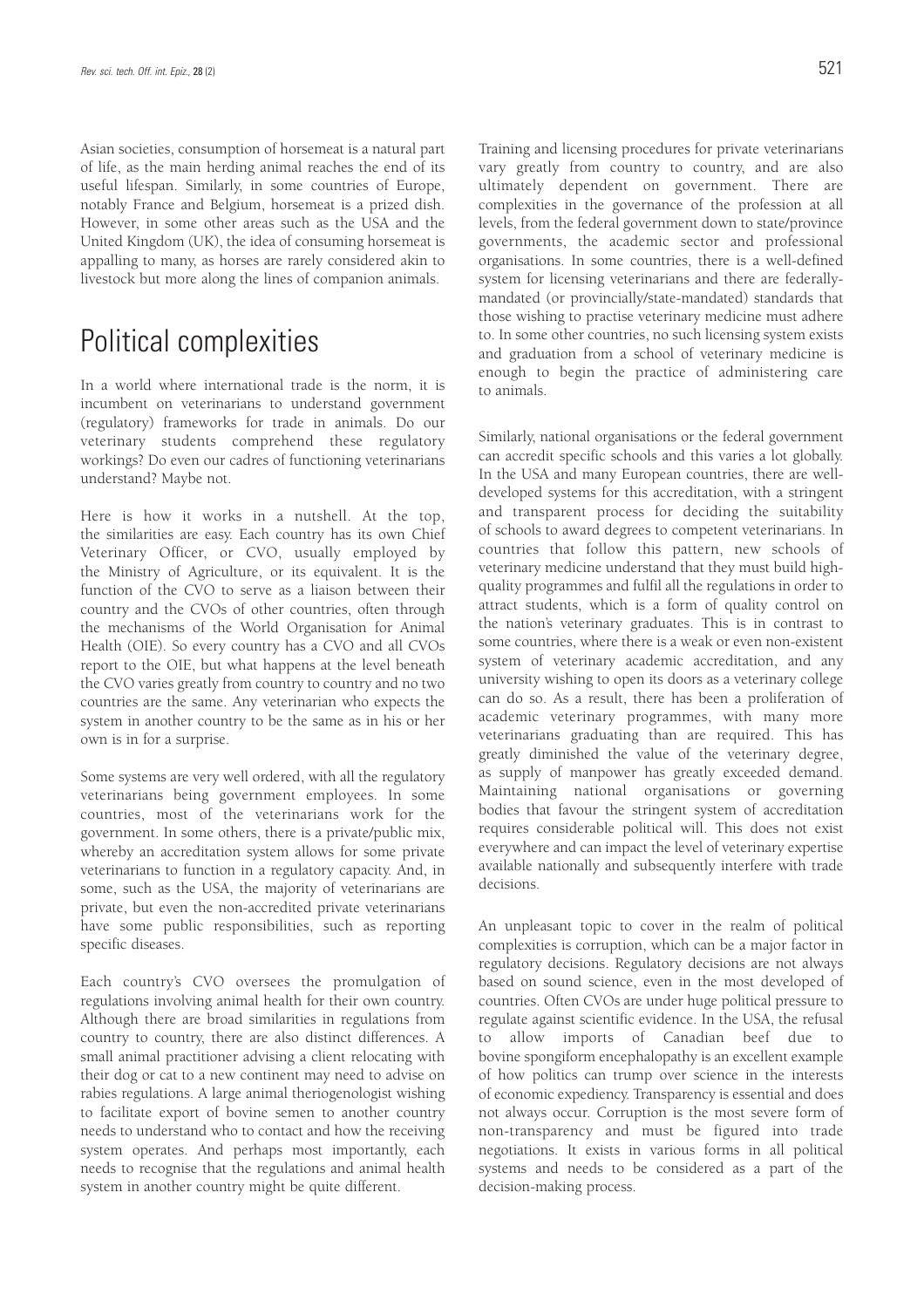Asian societies, consumption of horsemeat is a natural part of life, as the main herding animal reaches the end of its useful lifespan. Similarly, in some countries of Europe, notably France and Belgium, horsemeat is a prized dish. However, in some other areas such as the USA and the United Kingdom (UK), the idea of consuming horsemeat is appalling to many, as horses are rarely considered akin to livestock but more along the lines of companion animals.

## Political complexities

In a world where international trade is the norm, it is incumbent on veterinarians to understand government (regulatory) frameworks for trade in animals. Do our veterinary students comprehend these regulatory workings? Do even our cadres of functioning veterinarians understand? Maybe not.

Here is how it works in a nutshell. At the top, the similarities are easy. Each country has its own Chief Veterinary Officer, or CVO, usually employed by the Ministry of Agriculture, or its equivalent. It is the function of the CVO to serve as a liaison between their country and the CVOs of other countries, often through the mechanisms of the World Organisation for Animal Health (OIE). So every country has a CVO and all CVOs report to the OIE, but what happens at the level beneath the CVO varies greatly from country to country and no two countries are the same. Any veterinarian who expects the system in another country to be the same as in his or her own is in for a surprise.

Some systems are very well ordered, with all the regulatory veterinarians being government employees. In some countries, most of the veterinarians work for the government. In some others, there is a private/public mix, whereby an accreditation system allows for some private veterinarians to function in a regulatory capacity. And, in some, such as the USA, the majority of veterinarians are private, but even the non-accredited private veterinarians have some public responsibilities, such as reporting specific diseases.

Each country's CVO oversees the promulgation of regulations involving animal health for their own country. Although there are broad similarities in regulations from country to country, there are also distinct differences. A small animal practitioner advising a client relocating with their dog or cat to a new continent may need to advise on rabies regulations. A large animal theriogenologist wishing to facilitate export of bovine semen to another country needs to understand who to contact and how the receiving system operates. And perhaps most importantly, each needs to recognise that the regulations and animal health system in another country might be quite different.

Training and licensing procedures for private veterinarians vary greatly from country to country, and are also ultimately dependent on government. There are complexities in the governance of the profession at all levels, from the federal government down to state/province governments, the academic sector and professional organisations. In some countries, there is a well-defined system for licensing veterinarians and there are federally-mandated (or provincially/state-mandated) standards that those wishing to practise veterinary medicine must adhere to. In some other countries, no such licensing system exists and graduation from a school of veterinary medicine is enough to begin the practice of administering care to animals.

Similarly, national organisations or the federal government can accredit specific schools and this varies a lot globally. In the USA and many European countries, there are well-developed systems for this accreditation, with a stringent and transparent process for deciding the suitability of schools to award degrees to competent veterinarians. In countries that follow this pattern, new schools of veterinary medicine understand that they must build high-quality programmes and fulfil all the regulations in order to attract students, which is a form of quality control on the nation's veterinary graduates. This is in contrast to some countries, where there is a weak or even non-existent system of veterinary academic accreditation, and any university wishing to open its doors as a veterinary college can do so. As a result, there has been a proliferation of academic veterinary programmes, with many more veterinarians graduating than are required. This has greatly diminished the value of the veterinary degree, as supply of manpower has greatly exceeded demand. Maintaining national organisations or governing bodies that favour the stringent system of accreditation requires considerable political will. This does not exist everywhere and can impact the level of veterinary expertise available nationally and subsequently interfere with trade decisions.

An unpleasant topic to cover in the realm of political complexities is corruption, which can be a major factor in regulatory decisions. Regulatory decisions are not always based on sound science, even in the most developed of countries. Often CVOs are under huge political pressure to regulate against scientific evidence. In the USA, the refusal to allow imports of Canadian beef due to bovine spongiform encephalopathy is an excellent example of how politics can trump over science in the interests of economic expediency. Transparency is essential and does not always occur. Corruption is the most severe form of non-transparency and must be figured into trade negotiations. It exists in various forms in all political systems and needs to be considered as a part of the decision-making process.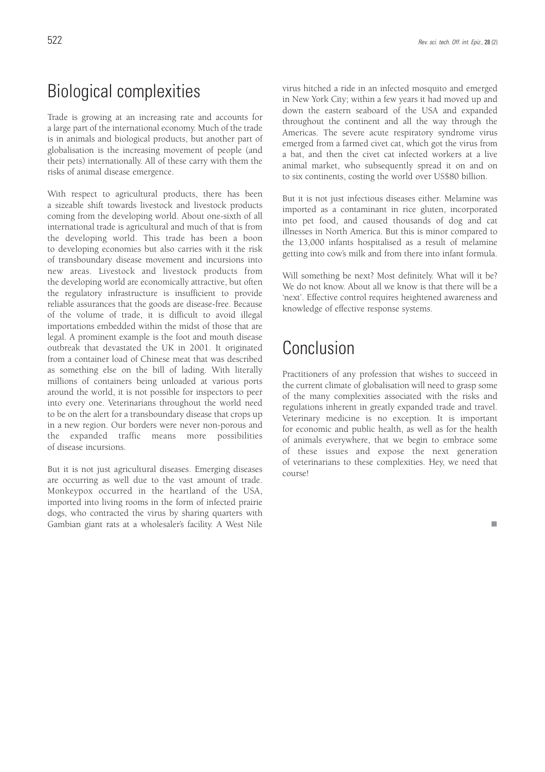## Biological complexities

Trade is growing at an increasing rate and accounts for a large part of the international economy. Much of the trade is in animals and biological products, but another part of globalisation is the increasing movement of people (and their pets) internationally. All of these carry with them the risks of animal disease emergence.

With respect to agricultural products, there has been a sizeable shift towards livestock and livestock products coming from the developing world. About one-sixth of all international trade is agricultural and much of that is from the developing world. This trade has been a boon to developing economies but also carries with it the risk of transboundary disease movement and incursions into new areas. Livestock and livestock products from the developing world are economically attractive, but often the regulatory infrastructure is insufficient to provide reliable assurances that the goods are disease-free. Because of the volume of trade, it is difficult to avoid illegal importations embedded within the midst of those that are legal. A prominent example is the foot and mouth disease outbreak that devastated the UK in 2001. It originated from a container load of Chinese meat that was described as something else on the bill of lading. With literally millions of containers being unloaded at various ports around the world, it is not possible for inspectors to peer into every one. Veterinarians throughout the world need to be on the alert for a transboundary disease that crops up in a new region. Our borders were never non-porous and the expanded traffic means more possibilities of disease incursions.

But it is not just agricultural diseases. Emerging diseases are occurring as well due to the vast amount of trade. Monkeypox occurred in the heartland of the USA, imported into living rooms in the form of infected prairie dogs, who contracted the virus by sharing quarters with Gambian giant rats at a wholesaler's facility. A West Nile virus hitched a ride in an infected mosquito and emerged in New York City; within a few years it had moved up and down the eastern seaboard of the USA and expanded throughout the continent and all the way through the Americas. The severe acute respiratory syndrome virus emerged from a farmed civet cat, which got the virus from a bat, and then the civet cat infected workers at a live animal market, who subsequently spread it on and on to six continents, costing the world over US$80 billion.

But it is not just infectious diseases either. Melamine was imported as a contaminant in rice gluten, incorporated into pet food, and caused thousands of dog and cat illnesses in North America. But this is minor compared to the 13,000 infants hospitalised as a result of melamine getting into cow's milk and from there into infant formula.

Will something be next? Most definitely. What will it be? We do not know. About all we know is that there will be a 'next'. Effective control requires heightened awareness and knowledge of effective response systems.

## Conclusion

Practitioners of any profession that wishes to succeed in the current climate of globalisation will need to grasp some of the many complexities associated with the risks and regulations inherent in greatly expanded trade and travel. Veterinary medicine is no exception. It is important for economic and public health, as well as for the health of animals everywhere, that we begin to embrace some of these issues and expose the next generation of veterinarians to these complexities. Hey, we need that course!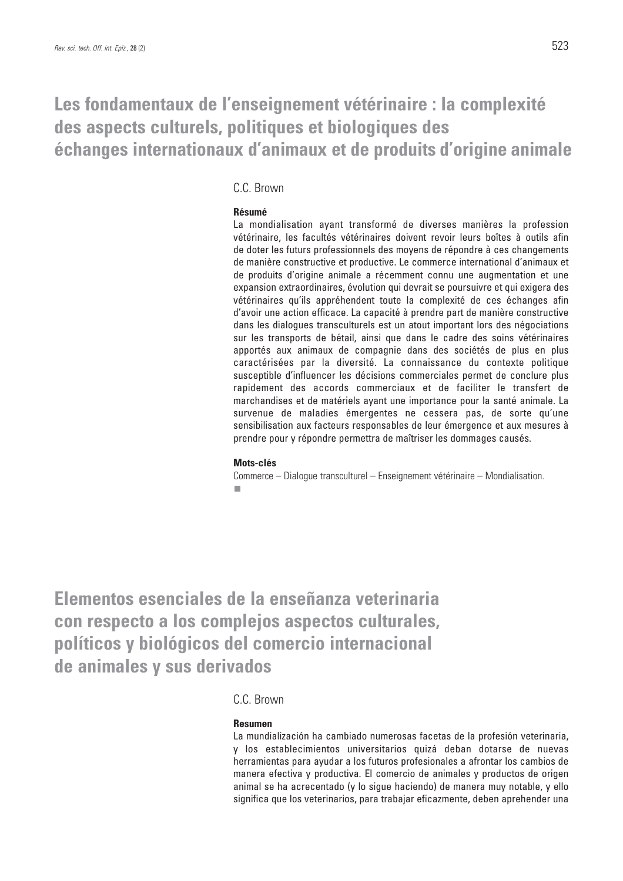# Les fondamentaux de l'enseignement vétérinaire : la complexité des aspects culturels, politiques et biologiques des échanges internationaux d'animaux et de produits d'origine animale

C.C. Brown

**Résumé**

La mondialisation ayant transformé de diverses manières la profession vétérinaire, les facultés vétérinaires doivent revoir leurs boîtes à outils afin de doter les futurs professionnels des moyens de répondre à ces changements de manière constructive et productive. Le commerce international d'animaux et de produits d'origine animale a récemment connu une augmentation et une expansion extraordinaires, évolution qui devrait se poursuivre et qui exigera des vétérinaires qu'ils appréhendent toute la complexité de ces échanges afin d'avoir une action efficace. La capacité à prendre part de manière constructive dans les dialogues transculturels est un atout important lors des négociations sur les transports de bétail, ainsi que dans le cadre des soins vétérinaires apportés aux animaux de compagnie dans des sociétés de plus en plus caractérisées par la diversité. La connaissance du contexte politique susceptible d'influencer les décisions commerciales permet de conclure plus rapidement des accords commerciaux et de faciliter le transfert de marchandises et de matériels ayant une importance pour la santé animale. La survenue de maladies émergentes ne cessera pas, de sorte qu'une sensibilisation aux facteurs responsables de leur émergence et aux mesures à prendre pour y répondre permettra de maîtriser les dommages causés.

**Mots-clés**

Commerce – Dialogue transculturel – Enseignement vétérinaire – Mondialisation.

# Elementos esenciales de la enseñanza veterinaria con respecto a los complejos aspectos culturales, políticos y biológicos del comercio internacional de animales y sus derivados

C.C. Brown

**Resumen**

La mundialización ha cambiado numerosas facetas de la profesión veterinaria, y los establecimientos universitarios quizá deban dotarse de nuevas herramientas para ayudar a los futuros profesionales a afrontar los cambios de manera efectiva y productiva. El comercio de animales y productos de origen animal se ha acrecentado (y lo sigue haciendo) de manera muy notable, y ello significa que los veterinarios, para trabajar eficazmente, deben aprehender una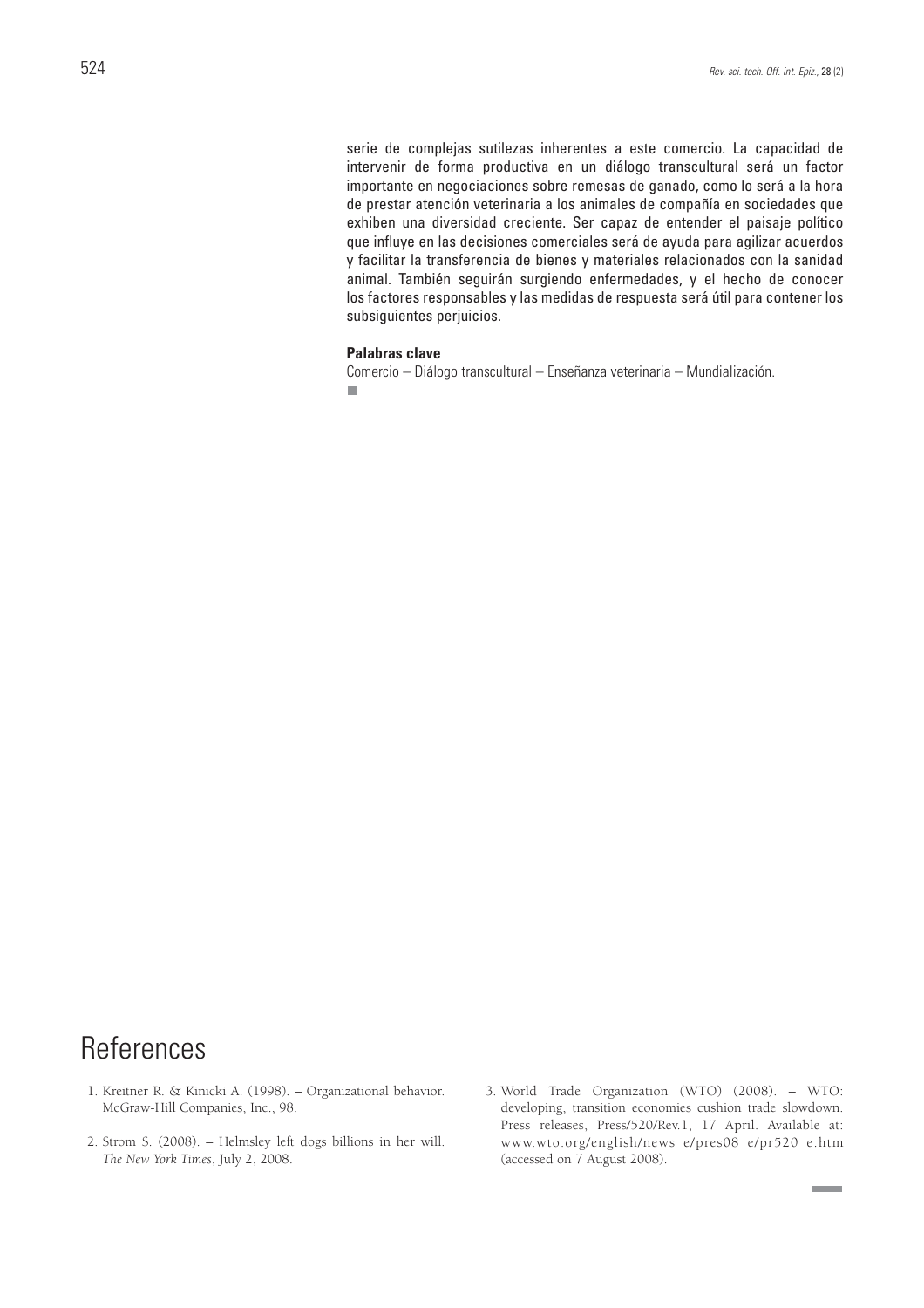serie de complejas sutilezas inherentes a este comercio. La capacidad de intervenir de forma productiva en un diálogo transcultural será un factor importante en negociaciones sobre remesas de ganado, como lo será a la hora de prestar atención veterinaria a los animales de compañía en sociedades que exhiben una diversidad creciente. Ser capaz de entender el paisaje político que influye en las decisiones comerciales será de ayuda para agilizar acuerdos y facilitar la transferencia de bienes y materiales relacionados con la sanidad animal. También seguirán surgiendo enfermedades, y el hecho de conocer los factores responsables y las medidas de respuesta será útil para contener los subsiguientes perjuicios.

**Palabras clave**

Comercio – Diálogo transcultural – Enseñanza veterinaria – Mundialización.

# References

1. Kreitner R. & Kinicki A. (1998). – Organizational behavior. McGraw-Hill Companies, Inc., 98.
2. Strom S. (2008). – Helmsley left dogs billions in her will. *The New York Times*, July 2, 2008.
3. World Trade Organization (WTO) (2008). – WTO: developing, transition economies cushion trade slowdown. Press releases, Press/520/Rev.1, 17 April. Available at: www.wto.org/english/news_e/pres08_e/pr520_e.htm (accessed on 7 August 2008).